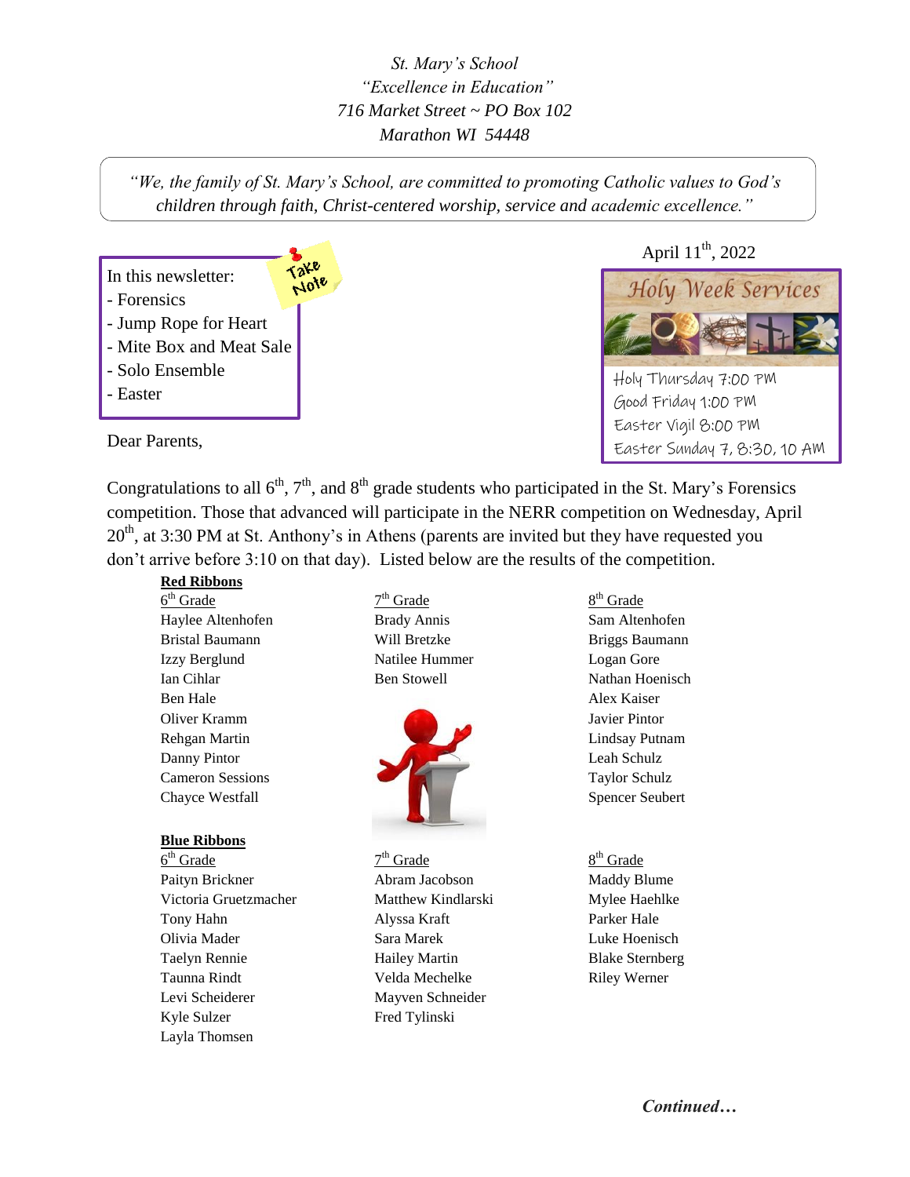*St. Mary's School*
*"Excellence in Education"*
*716 Market Street ~ PO Box 102*
*Marathon WI 54448*

*"We, the family of St. Mary's School, are committed to promoting Catholic values to God's children through faith, Christ-centered worship, service and academic excellence."*

In this newsletter:

- Forensics
- Jump Rope for Heart
- Mite Box and Meat Sale
- Solo Ensemble
- Easter

April 11th, 2022

**Holy Week Services**

Holy Thursday 7:00 PM
Good Friday 1:00 PM
Easter Vigil 8:00 PM
Easter Sunday 7, 8:30, 10 AM

Dear Parents,

Congratulations to all 6th, 7th, and 8th grade students who participated in the St. Mary's Forensics competition. Those that advanced will participate in the NERR competition on Wednesday, April 20th, at 3:30 PM at St. Anthony's in Athens (parents are invited but they have requested you don't arrive before 3:10 on that day). Listed below are the results of the competition.

**Red Ribbons**

| 6th Grade | 7th Grade | 8th Grade |
|---|---|---|
| Haylee Altenhofen | Brady Annis | Sam Altenhofen |
| Bristal Baumann | Will Bretzke | Briggs Baumann |
| Izzy Berglund | Natilee Hummer | Logan Gore |
| Ian Cihlar | Ben Stowell | Nathan Hoenisch |
| Ben Hale | | Alex Kaiser |
| Oliver Kramm | | Javier Pintor |
| Rehgan Martin | | Lindsay Putnam |
| Danny Pintor | | Leah Schulz |
| Cameron Sessions | | Taylor Schulz |
| Chayce Westfall | | Spencer Seubert |

**Blue Ribbons**

| 6th Grade | 7th Grade | 8th Grade |
|---|---|---|
| Paityn Brickner | Abram Jacobson | Maddy Blume |
| Victoria Gruetzmacher | Matthew Kindlarski | Mylee Haehlke |
| Tony Hahn | Alyssa Kraft | Parker Hale |
| Olivia Mader | Sara Marek | Luke Hoenisch |
| Taelyn Rennie | Hailey Martin | Blake Sternberg |
| Taunna Rindt | Velda Mechelke | Riley Werner |
| Levi Scheiderer | Mayven Schneider | |
| Kyle Sulzer | Fred Tylinski | |
| Layla Thomsen | | |

***Continued…***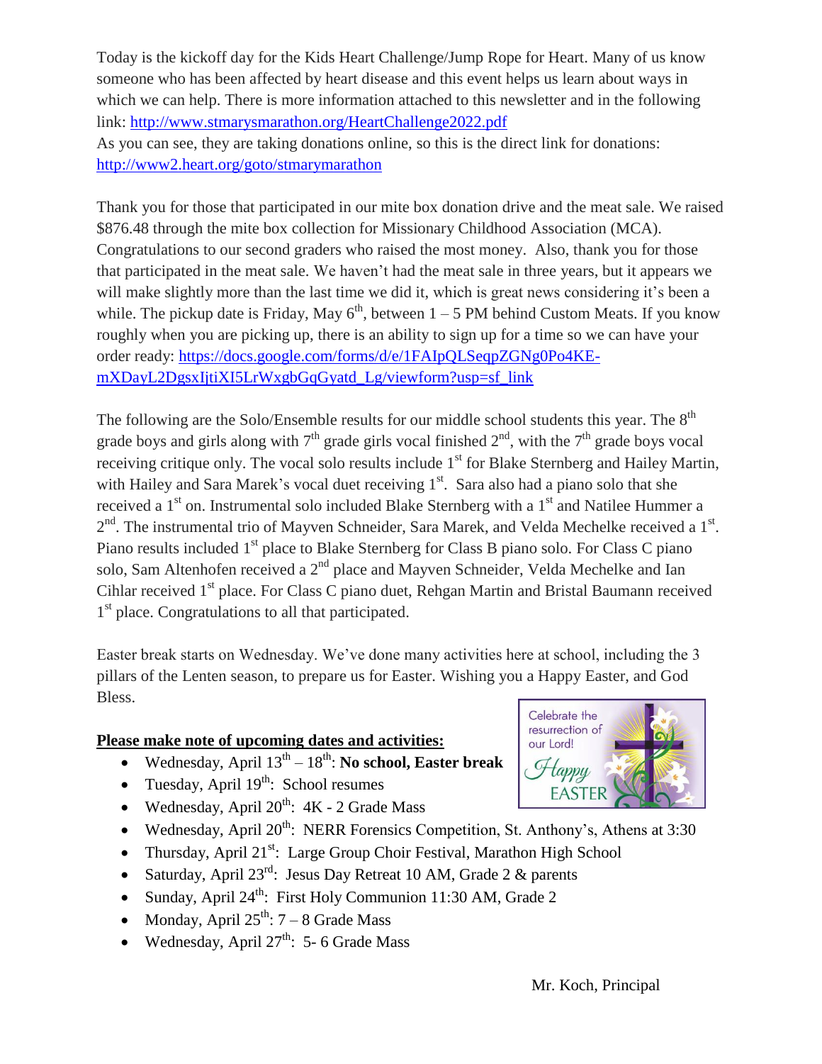Today is the kickoff day for the Kids Heart Challenge/Jump Rope for Heart. Many of us know someone who has been affected by heart disease and this event helps us learn about ways in which we can help. There is more information attached to this newsletter and in the following link: http://www.stmarysmarathon.org/HeartChallenge2022.pdf
As you can see, they are taking donations online, so this is the direct link for donations: http://www2.heart.org/goto/stmarymarathon

Thank you for those that participated in our mite box donation drive and the meat sale. We raised $876.48 through the mite box collection for Missionary Childhood Association (MCA). Congratulations to our second graders who raised the most money. Also, thank you for those that participated in the meat sale. We haven't had the meat sale in three years, but it appears we will make slightly more than the last time we did it, which is great news considering it's been a while. The pickup date is Friday, May 6th, between 1 – 5 PM behind Custom Meats. If you know roughly when you are picking up, there is an ability to sign up for a time so we can have your order ready: https://docs.google.com/forms/d/e/1FAIpQLSeqpZGNg0Po4KE-mXDayL2DgsxIjtiXI5LrWxgbGqGyatd_Lg/viewform?usp=sf_link

The following are the Solo/Ensemble results for our middle school students this year. The 8th grade boys and girls along with 7th grade girls vocal finished 2nd, with the 7th grade boys vocal receiving critique only. The vocal solo results include 1st for Blake Sternberg and Hailey Martin, with Hailey and Sara Marek's vocal duet receiving 1st. Sara also had a piano solo that she received a 1st on. Instrumental solo included Blake Sternberg with a 1st and Natilee Hummer a 2nd. The instrumental trio of Mayven Schneider, Sara Marek, and Velda Mechelke received a 1st. Piano results included 1st place to Blake Sternberg for Class B piano solo. For Class C piano solo, Sam Altenhofen received a 2nd place and Mayven Schneider, Velda Mechelke and Ian Cihlar received 1st place. For Class C piano duet, Rehgan Martin and Bristal Baumann received 1st place. Congratulations to all that participated.

Easter break starts on Wednesday. We've done many activities here at school, including the 3 pillars of the Lenten season, to prepare us for Easter. Wishing you a Happy Easter, and God Bless.

**Please make note of upcoming dates and activities:**

- Wednesday, April 13th – 18th: **No school, Easter break**
- Tuesday, April 19th: School resumes
- Wednesday, April 20th: 4K - 2 Grade Mass
- Wednesday, April 20th: NERR Forensics Competition, St. Anthony's, Athens at 3:30
- Thursday, April 21st: Large Group Choir Festival, Marathon High School
- Saturday, April 23rd: Jesus Day Retreat 10 AM, Grade 2 & parents
- Sunday, April 24th: First Holy Communion 11:30 AM, Grade 2
- Monday, April 25th: 7 – 8 Grade Mass
- Wednesday, April 27th: 5- 6 Grade Mass

Mr. Koch, Principal